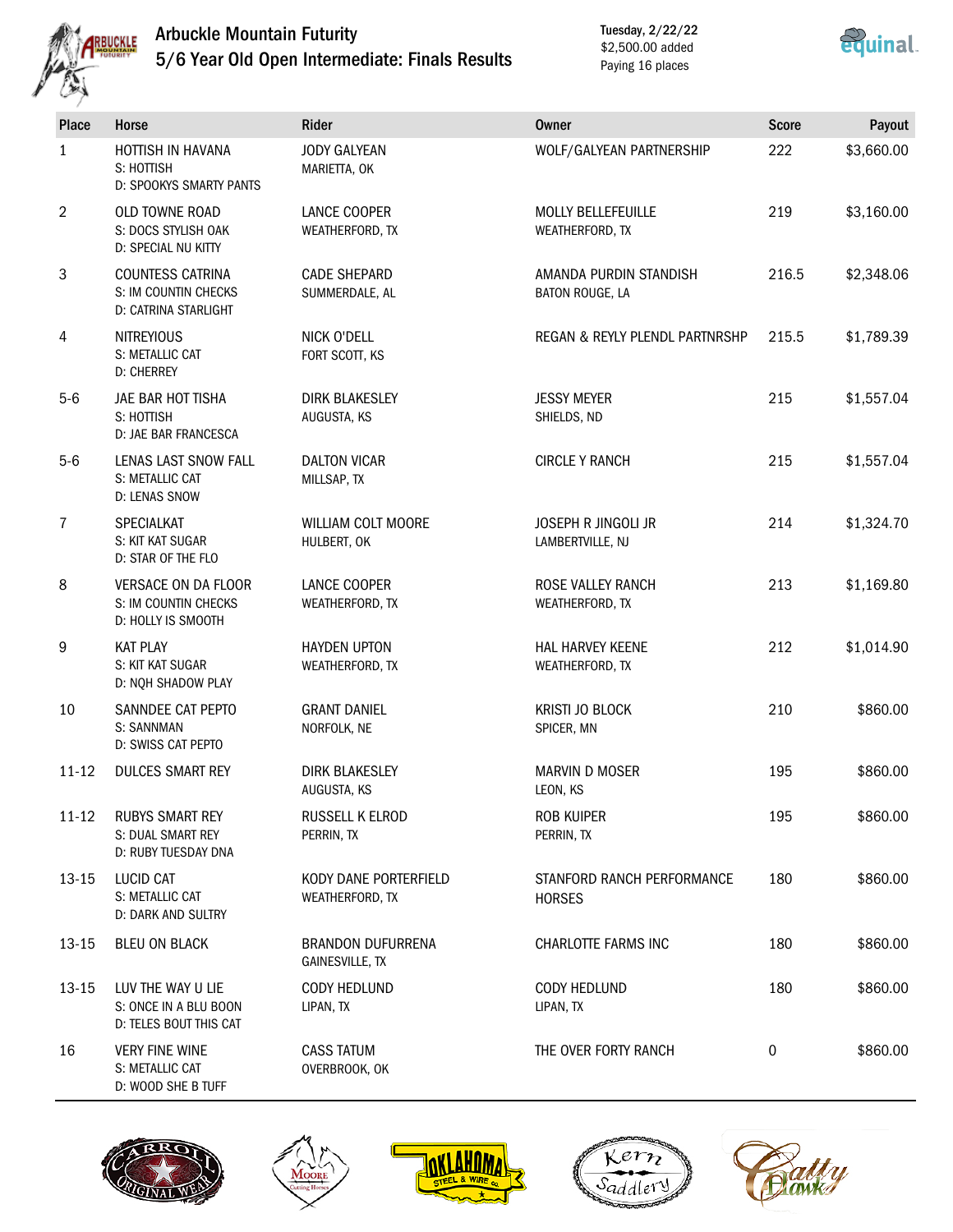# Arbuckle Mountain Futurity

## 5/6 Year Old Open Intermediate: Finals Results

Tuesday, 2/22/22
$2,500.00 added
Paying 16 places

| Place | Horse | Rider | Owner | Score | Payout |
|---|---|---|---|---|---|
| 1 | HOTTISH IN HAVANA<br>S: HOTTISH<br>D: SPOOKYS SMARTY PANTS | JODY GALYEAN<br>MARIETTA, OK | WOLF/GALYEAN PARTNERSHIP | 222 | $3,660.00 |
| 2 | OLD TOWNE ROAD<br>S: DOCS STYLISH OAK<br>D: SPECIAL NU KITTY | LANCE COOPER<br>WEATHERFORD, TX | MOLLY BELLEFEUILLE<br>WEATHERFORD, TX | 219 | $3,160.00 |
| 3 | COUNTESS CATRINA<br>S: IM COUNTIN CHECKS<br>D: CATRINA STARLIGHT | CADE SHEPARD<br>SUMMERDALE, AL | AMANDA PURDIN STANDISH<br>BATON ROUGE, LA | 216.5 | $2,348.06 |
| 4 | NITREYIOUS<br>S: METALLIC CAT<br>D: CHERREY | NICK O'DELL<br>FORT SCOTT, KS | REGAN & REYLY PLENDL PARTNRSHP | 215.5 | $1,789.39 |
| 5-6 | JAE BAR HOT TISHA<br>S: HOTTISH<br>D: JAE BAR FRANCESCA | DIRK BLAKESLEY<br>AUGUSTA, KS | JESSY MEYER<br>SHIELDS, ND | 215 | $1,557.04 |
| 5-6 | LENAS LAST SNOW FALL<br>S: METALLIC CAT<br>D: LENAS SNOW | DALTON VICAR<br>MILLSAP, TX | CIRCLE Y RANCH | 215 | $1,557.04 |
| 7 | SPECIALKAT<br>S: KIT KAT SUGAR<br>D: STAR OF THE FLO | WILLIAM COLT MOORE<br>HULBERT, OK | JOSEPH R JINGOLI JR<br>LAMBERTVILLE, NJ | 214 | $1,324.70 |
| 8 | VERSACE ON DA FLOOR<br>S: IM COUNTIN CHECKS<br>D: HOLLY IS SMOOTH | LANCE COOPER<br>WEATHERFORD, TX | ROSE VALLEY RANCH<br>WEATHERFORD, TX | 213 | $1,169.80 |
| 9 | KAT PLAY<br>S: KIT KAT SUGAR<br>D: NQH SHADOW PLAY | HAYDEN UPTON<br>WEATHERFORD, TX | HAL HARVEY KEENE<br>WEATHERFORD, TX | 212 | $1,014.90 |
| 10 | SANNDEE CAT PEPTO<br>S: SANNMAN<br>D: SWISS CAT PEPTO | GRANT DANIEL<br>NORFOLK, NE | KRISTI JO BLOCK<br>SPICER, MN | 210 | $860.00 |
| 11-12 | DULCES SMART REY | DIRK BLAKESLEY<br>AUGUSTA, KS | MARVIN D MOSER<br>LEON, KS | 195 | $860.00 |
| 11-12 | RUBYS SMART REY<br>S: DUAL SMART REY<br>D: RUBY TUESDAY DNA | RUSSELL K ELROD<br>PERRIN, TX | ROB KUIPER<br>PERRIN, TX | 195 | $860.00 |
| 13-15 | LUCID CAT<br>S: METALLIC CAT<br>D: DARK AND SULTRY | KODY DANE PORTERFIELD<br>WEATHERFORD, TX | STANFORD RANCH PERFORMANCE HORSES | 180 | $860.00 |
| 13-15 | BLEU ON BLACK | BRANDON DUFURRENA<br>GAINESVILLE, TX | CHARLOTTE FARMS INC | 180 | $860.00 |
| 13-15 | LUV THE WAY U LIE<br>S: ONCE IN A BLU BOON<br>D: TELES BOUT THIS CAT | CODY HEDLUND<br>LIPAN, TX | CODY HEDLUND<br>LIPAN, TX | 180 | $860.00 |
| 16 | VERY FINE WINE<br>S: METALLIC CAT<br>D: WOOD SHE B TUFF | CASS TATUM<br>OVERBROOK, OK | THE OVER FORTY RANCH | 0 | $860.00 |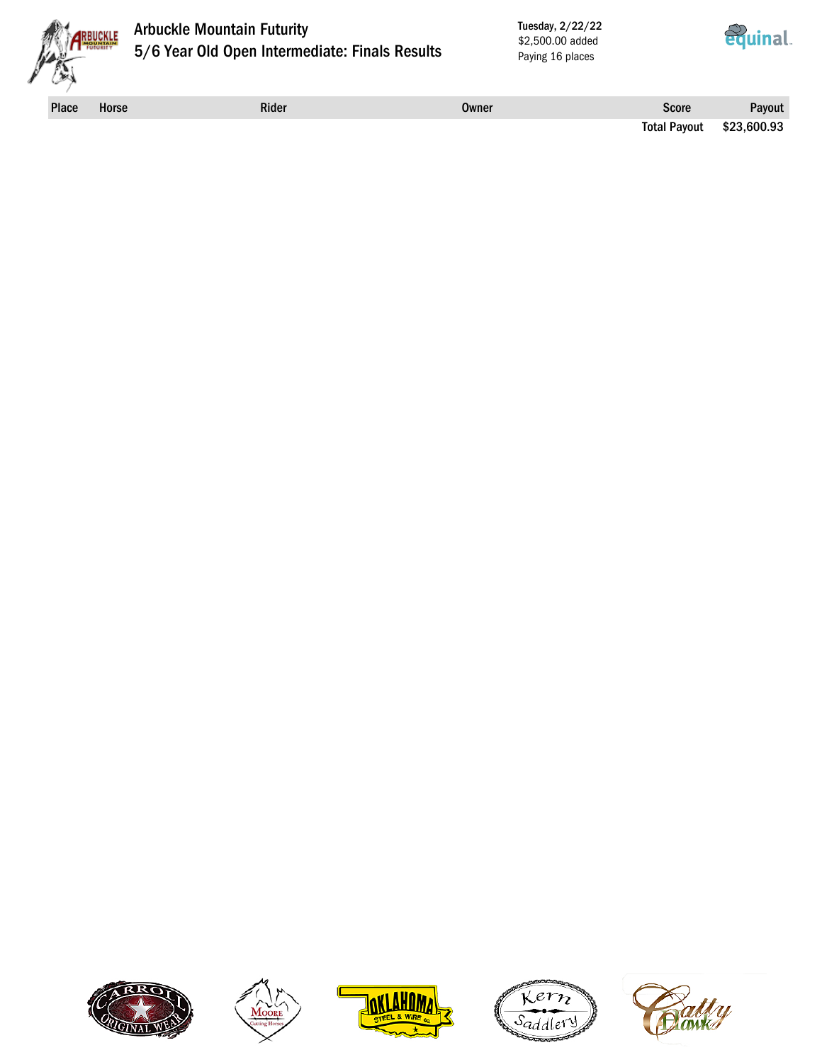# Arbuckle Mountain Futurity

## 5/6 Year Old Open Intermediate: Finals Results

Tuesday, 2/22/22
$2,500.00 added
Paying 16 places

| Place | Horse | Rider | Owner | Score | Payout |
|---|---|---|---|---|---|
| | | | | Total Payout | $23,600.93 |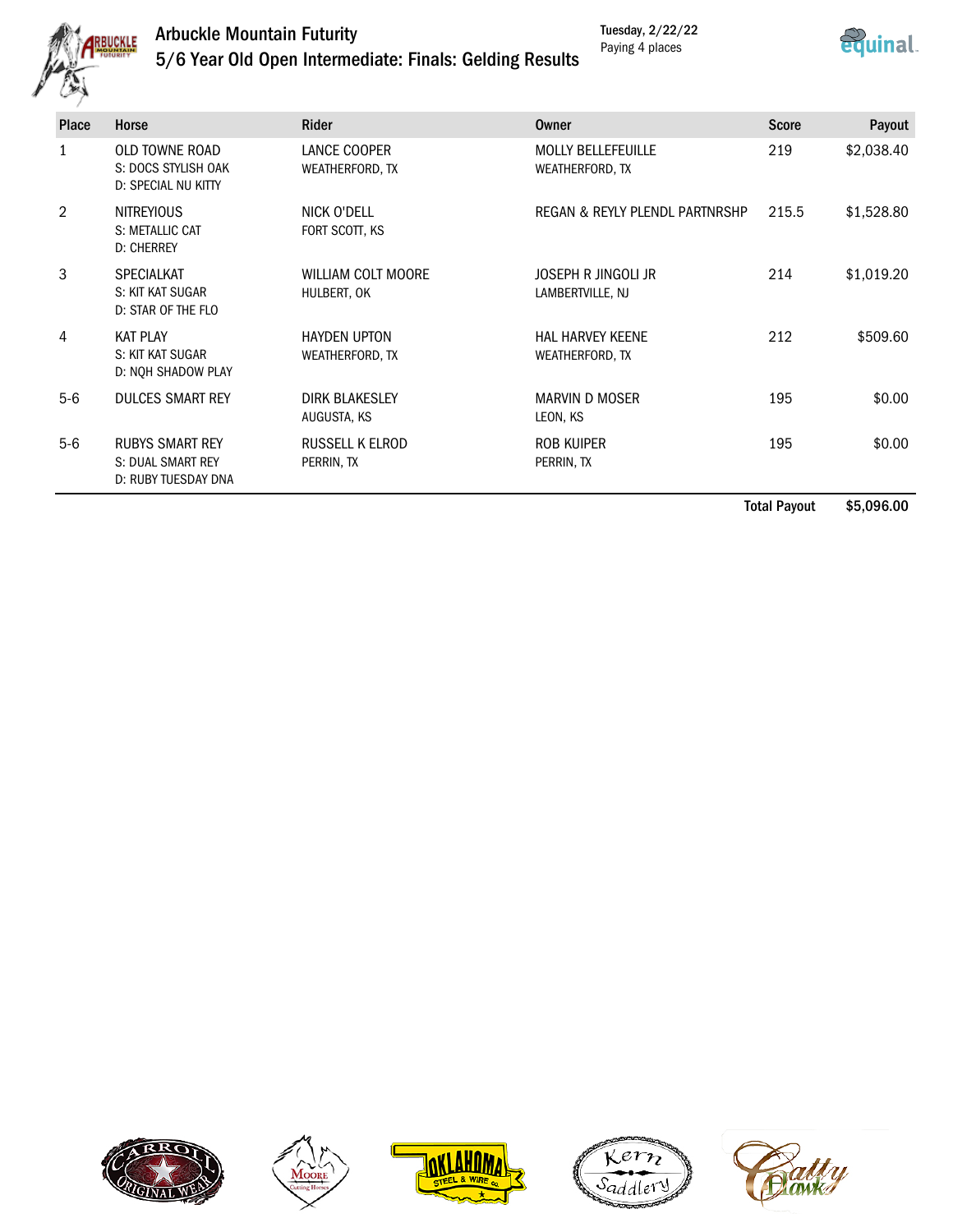# Arbuckle Mountain Futurity

## 5/6 Year Old Open Intermediate: Finals: Gelding Results

Tuesday, 2/22/22
Paying 4 places

| Place | Horse | Rider | Owner | Score | Payout |
|---|---|---|---|---|---|
| 1 | OLD TOWNE ROAD<br>S: DOCS STYLISH OAK<br>D: SPECIAL NU KITTY | LANCE COOPER<br>WEATHERFORD, TX | MOLLY BELLEFEUILLE<br>WEATHERFORD, TX | 219 | $2,038.40 |
| 2 | NITREYIOUS<br>S: METALLIC CAT<br>D: CHERREY | NICK O'DELL<br>FORT SCOTT, KS | REGAN & REYLY PLENDL PARTNRSHP | 215.5 | $1,528.80 |
| 3 | SPECIALKAT<br>S: KIT KAT SUGAR<br>D: STAR OF THE FLO | WILLIAM COLT MOORE<br>HULBERT, OK | JOSEPH R JINGOLI JR<br>LAMBERTVILLE, NJ | 214 | $1,019.20 |
| 4 | KAT PLAY<br>S: KIT KAT SUGAR<br>D: NQH SHADOW PLAY | HAYDEN UPTON<br>WEATHERFORD, TX | HAL HARVEY KEENE<br>WEATHERFORD, TX | 212 | $509.60 |
| 5-6 | DULCES SMART REY | DIRK BLAKESLEY<br>AUGUSTA, KS | MARVIN D MOSER<br>LEON, KS | 195 | $0.00 |
| 5-6 | RUBYS SMART REY<br>S: DUAL SMART REY<br>D: RUBY TUESDAY DNA | RUSSELL K ELROD<br>PERRIN, TX | ROB KUIPER<br>PERRIN, TX | 195 | $0.00 |
| | | | | **Total Payout** | **$5,096.00** |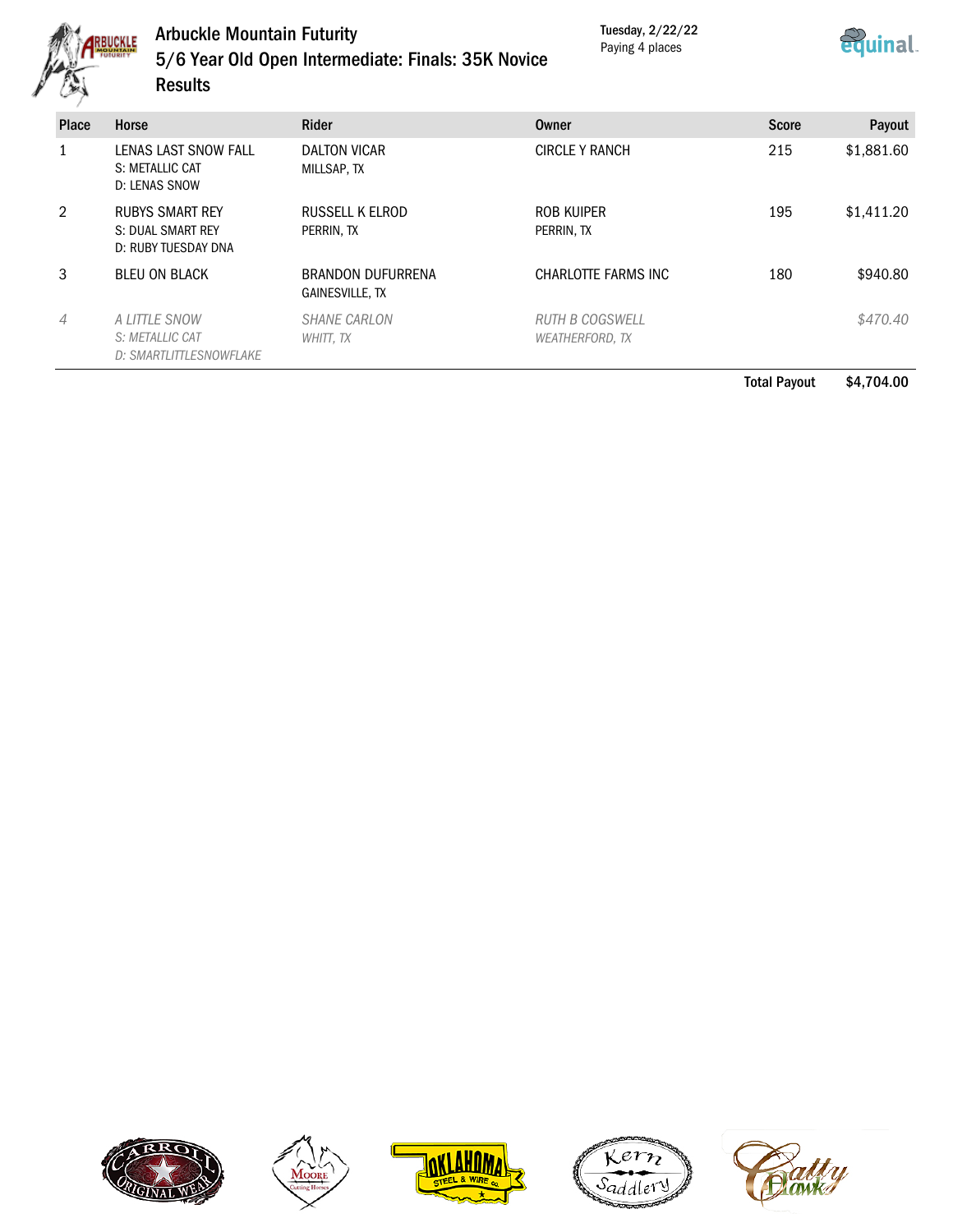# Arbuckle Mountain Futurity

## 5/6 Year Old Open Intermediate: Finals: 35K Novice

## Results

Tuesday, 2/22/22
Paying 4 places

| Place | Horse | Rider | Owner | Score | Payout |
|---|---|---|---|---|---|
| 1 | LENAS LAST SNOW FALL<br>S: METALLIC CAT<br>D: LENAS SNOW | DALTON VICAR<br>MILLSAP, TX | CIRCLE Y RANCH | 215 | $1,881.60 |
| 2 | RUBYS SMART REY<br>S: DUAL SMART REY<br>D: RUBY TUESDAY DNA | RUSSELL K ELROD<br>PERRIN, TX | ROB KUIPER<br>PERRIN, TX | 195 | $1,411.20 |
| 3 | BLEU ON BLACK | BRANDON DUFURRENA<br>GAINESVILLE, TX | CHARLOTTE FARMS INC | 180 | $940.80 |
| *4* | *A LITTLE SNOW*<br>*S: METALLIC CAT*<br>*D: SMARTLITTLESNOWFLAKE* | *SHANE CARLON*<br>*WHITT, TX* | *RUTH B COGSWELL*<br>*WEATHERFORD, TX* | | *$470.40* |
| | | | | **Total Payout** | **$4,704.00** |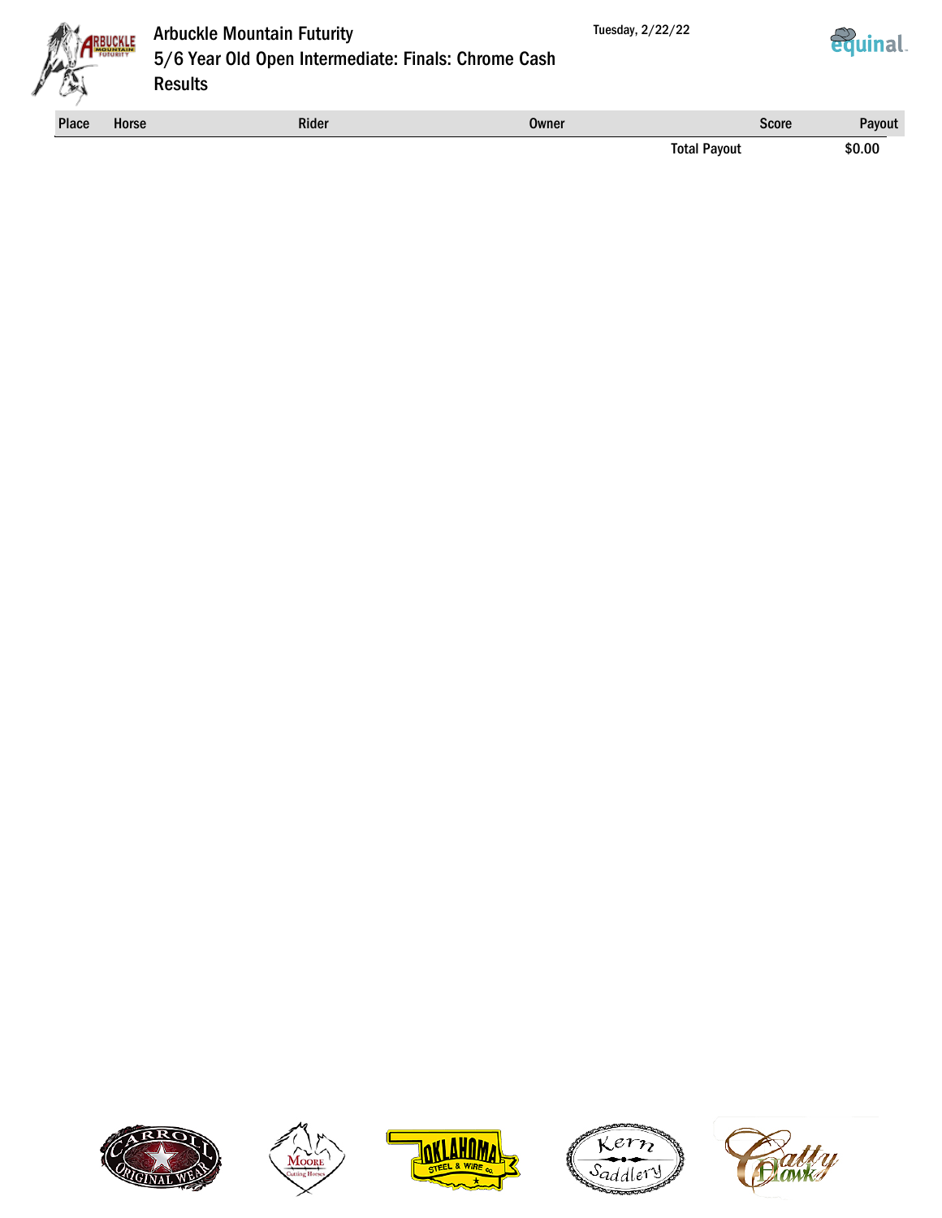# Arbuckle Mountain Futurity

## 5/6 Year Old Open Intermediate: Finals: Chrome Cash

## Results

Tuesday, 2/22/22

| Place | Horse | Rider | Owner | Score | Payout |
|---|---|---|---|---|---|
| | | | | Total Payout | $0.00 |